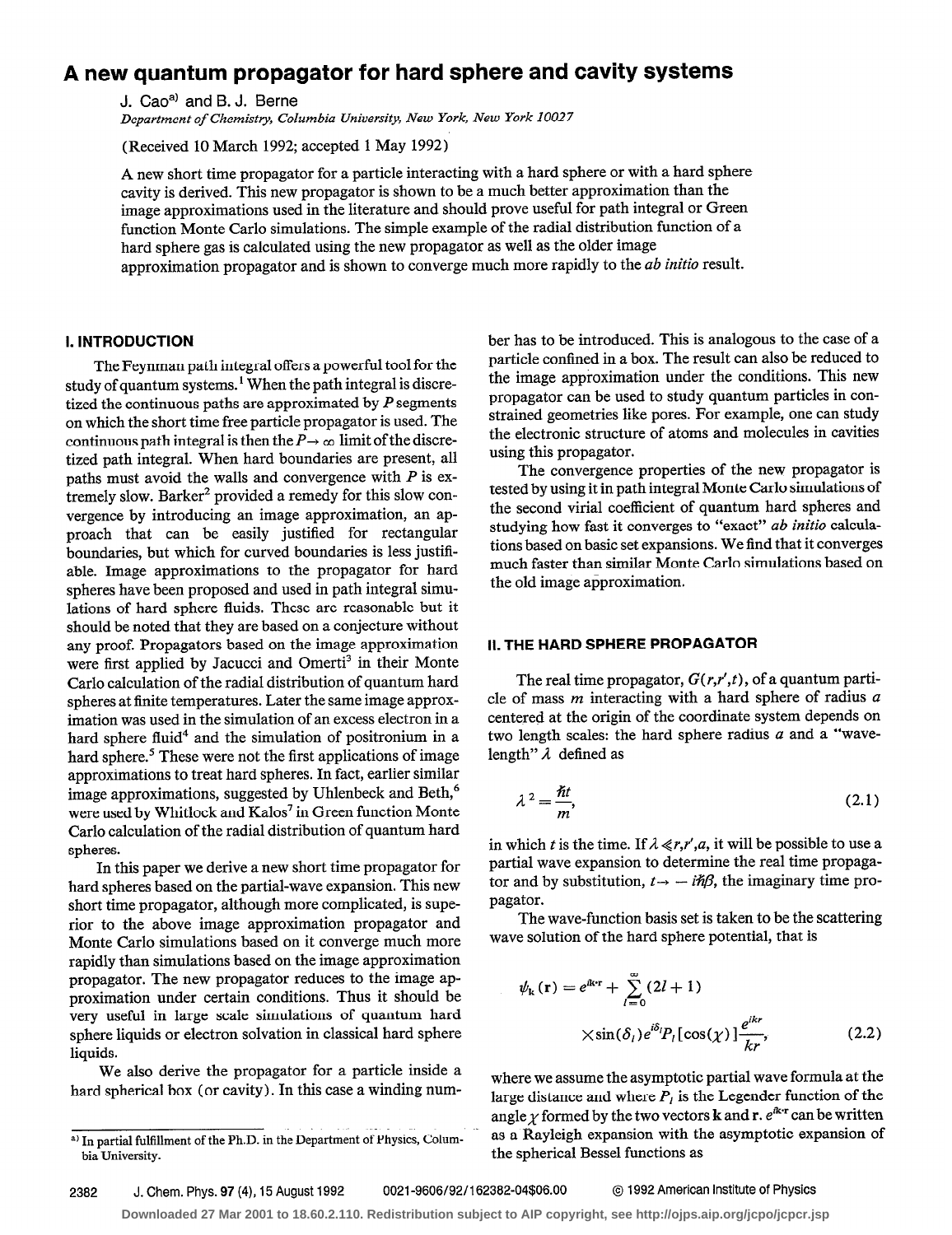# A new quantum propagator for hard sphere and cavity systems

J. Cao[a] and B. J. Berne

*Department of Chemistry, Columbia University, New York, New York 10027*

(Received 10 March 1992; accepted 1 May 1992)

A new short time propagator for a particle interacting with a hard sphere or with a hard sphere cavity is derived. This new propagator is shown to be a much better approximation than the image approximations used in the literature and should prove useful for path integral or Green function Monte Carlo simulations. The simple example of the radial distribution function of a hard sphere gas is calculated using the new propagator as well as the older image approximation propagator and is shown to converge much more rapidly to the *ab initio* result.

## I. INTRODUCTION

The Feynman path integral offers a powerful tool for the study of quantum systems.[1] When the path integral is discretized the continuous paths are approximated by $P$ segments on which the short time free particle propagator is used. The continuous path integral is then the $P\rightarrow\infty$ limit of the discretized path integral. When hard boundaries are present, all paths must avoid the walls and convergence with $P$ is extremely slow. Barker[2] provided a remedy for this slow convergence by introducing an image approximation, an approach that can be easily justified for rectangular boundaries, but which for curved boundaries is less justifiable. Image approximations to the propagator for hard spheres have been proposed and used in path integral simulations of hard sphere fluids. These are reasonable but it should be noted that they are based on a conjecture without any proof. Propagators based on the image approximation were first applied by Jacucci and Omerti[3] in their Monte Carlo calculation of the radial distribution of quantum hard spheres at finite temperatures. Later the same image approximation was used in the simulation of an excess electron in a hard sphere fluid[4] and the simulation of positronium in a hard sphere.[5] These were not the first applications of image approximations to treat hard spheres. In fact, earlier similar image approximations, suggested by Uhlenbeck and Beth,[6] were used by Whitlock and Kalos[7] in Green function Monte Carlo calculation of the radial distribution of quantum hard spheres.

In this paper we derive a new short time propagator for hard spheres based on the partial-wave expansion. This new short time propagator, although more complicated, is superior to the above image approximation propagator and Monte Carlo simulations based on it converge much more rapidly than simulations based on the image approximation propagator. The new propagator reduces to the image approximation under certain conditions. Thus it should be very useful in large scale simulations of quantum hard sphere liquids or electron solvation in classical hard sphere liquids.

We also derive the propagator for a particle inside a hard spherical box (or cavity). In this case a winding number has to be introduced. This is analogous to the case of a particle confined in a box. The result can also be reduced to the image approximation under the conditions. This new propagator can be used to study quantum particles in constrained geometries like pores. For example, one can study the electronic structure of atoms and molecules in cavities using this propagator.

The convergence properties of the new propagator is tested by using it in path integral Monte Carlo simulations of the second virial coefficient of quantum hard spheres and studying how fast it converges to "exact" *ab initio* calculations based on basic set expansions. We find that it converges much faster than similar Monte Carlo simulations based on the old image approximation.

## II. THE HARD SPHERE PROPAGATOR

The real time propagator, $G(r,r',t)$, of a quantum particle of mass $m$ interacting with a hard sphere of radius $a$ centered at the origin of the coordinate system depends on two length scales: the hard sphere radius $a$ and a "wavelength" $\lambda$ defined as

$$\lambda^2=\frac{\hbar t}{m}, \tag{2.1}$$

in which $t$ is the time. If $\lambda \ll r,r',a$, it will be possible to use a partial wave expansion to determine the real time propagator and by substitution, $t\rightarrow -i\hbar\beta$, the imaginary time propagator.

The wave-function basis set is taken to be the scattering wave solution of the hard sphere potential, that is

$$\psi_{\mathbf{k}}(\mathbf{r})=e^{i\mathbf{k}\cdot\mathbf{r}}+\sum_{l=0}^{\infty}(2l+1)\times\sin(\delta_l)e^{i\delta_l}P_l[\cos(\chi)]\frac{e^{ikr}}{kr}, \tag{2.2}$$

where we assume the asymptotic partial wave formula at the large distance and where $P_l$ is the Legender function of the angle $\chi$ formed by the two vectors $\mathbf{k}$ and $\mathbf{r}$. $e^{i\mathbf{k}\cdot\mathbf{r}}$ can be written as a Rayleigh expansion with the asymptotic expansion of the spherical Bessel functions as

[a] In partial fulfillment of the Ph.D. in the Department of Physics, Columbia University.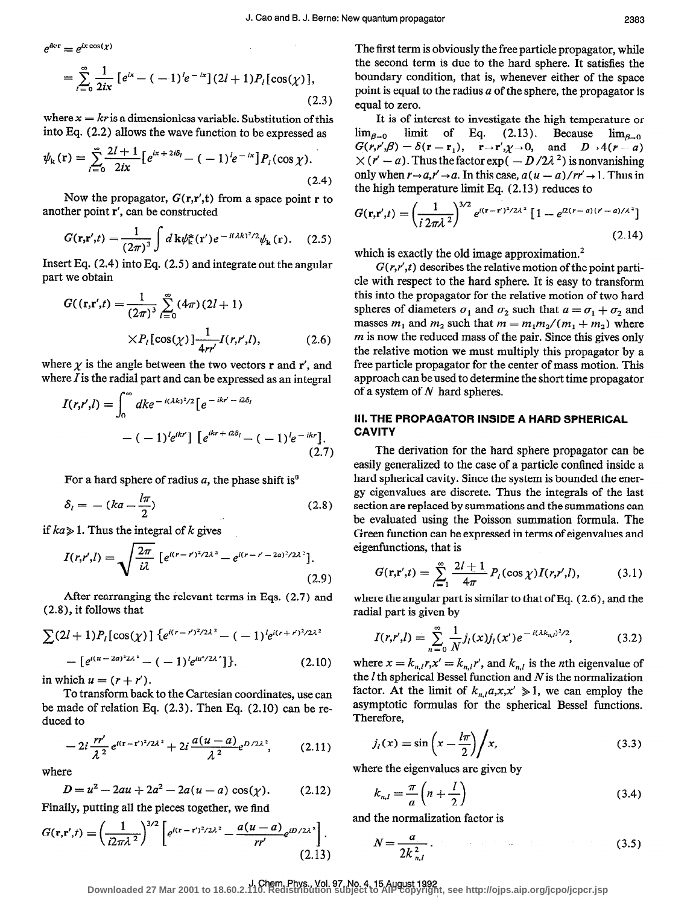$$e^{i\mathbf{k}\cdot\mathbf{r}} = e^{ix\cos(\chi)}$$

$$= \sum_{l=0}^{\infty} \frac{1}{2ix} [e^{ix} - (-1)^l e^{-ix}](2l+1)P_l[\cos(\chi)], \tag{2.3}$$

where $x = kr$ is a dimensionless variable. Substitution of this into Eq. (2.2) allows the wave function to be expressed as

$$\psi_{\mathbf{k}}(\mathbf{r}) = \sum_{l=0}^{\infty} \frac{2l+1}{2ix} [e^{ix+2i\delta_l} - (-1)^l e^{-ix}] P_l(\cos\chi). \tag{2.4}$$

Now the propagator, $G(\mathbf{r},\mathbf{r}',t)$ from a space point $\mathbf{r}$ to another point $\mathbf{r}'$, can be constructed

$$G(\mathbf{r},\mathbf{r}',t) = \frac{1}{(2\pi)^3} \int d\mathbf{k} \psi_{\mathbf{k}}^*(\mathbf{r}') e^{-i(\lambda k)^2/2} \psi_{\mathbf{k}}(\mathbf{r}). \tag{2.5}$$

Insert Eq. (2.4) into Eq. (2.5) and integrate out the angular part we obtain

$$G((\mathbf{r},\mathbf{r}',t) = \frac{1}{(2\pi)^3} \sum_{l=0}^{\infty} (4\pi)(2l+1) \times P_l[\cos(\chi)] \frac{1}{4rr'} I(r,r',l), \tag{2.6}$$

where $\chi$ is the angle between the two vectors $\mathbf{r}$ and $\mathbf{r}'$, and where $I$ is the radial part and can be expressed as an integral

$$I(r,r',l) = \int_0^{\infty} dk e^{-i(\lambda k)^2/2} [e^{-ikr' - i2\delta_l} - (-1)^l e^{ikr'}] [e^{ikr + i2\delta_l} - (-1)^l e^{-ikr}]. \tag{2.7}$$

For a hard sphere of radius $a$, the phase shift is[8]

$$\delta_l = -(ka - \frac{l\pi}{2}) \tag{2.8}$$

if $ka \gg 1$. Thus the integral of $k$ gives

$$I(r,r',l) = \sqrt{\frac{2\pi}{i\lambda}} [e^{i(r-r')^2/2\lambda^2} - e^{i(r-r'-2a)^2/2\lambda^2}]. \tag{2.9}$$

After rearranging the relevant terms in Eqs. (2.7) and (2.8), it follows that

$$\sum (2l+1) P_l[\cos(\chi)] \{e^{i(r-r')^2/2\lambda^2} - (-1)^l e^{i(r+r')^2/2\lambda^2} - [e^{i(u-2a)^2/2\lambda^2} - (-1)^l e^{iu^2/2\lambda^2}]\}. \tag{2.10}$$

in which $u = (r + r')$.

To transform back to the Cartesian coordinates, use can be made of relation Eq. (2.3). Then Eq. (2.10) can be reduced to

$$-2i \frac{rr'}{\lambda^2} e^{i(\mathbf{r}-\mathbf{r}')^2/2\lambda^2} + 2i \frac{a(u-a)}{\lambda^2} e^{D/2\lambda^2}, \tag{2.11}$$

where

$$D = u^2 - 2au + 2a^2 - 2a(u-a)\cos(\chi). \tag{2.12}$$

Finally, putting all the pieces together, we find

$$G(\mathbf{r},\mathbf{r}',t) = \left(\frac{1}{i2\pi\lambda^2}\right)^{3/2} \left[e^{i(\mathbf{r}-\mathbf{r}')^2/2\lambda^2} - \frac{a(u-a)}{rr'} e^{iD/2\lambda^2}\right]. \tag{2.13}$$

The first term is obviously the free particle propagator, while the second term is due to the hard sphere. It satisfies the boundary condition, that is, whenever either of the space point is equal to the radius $a$ of the sphere, the propagator is equal to zero.

It is of interest to investigate the high temperature or $\lim_{\beta\to 0}$ limit of Eq. (2.13). Because $\lim_{\beta\to 0} G(r,r',\beta) - \delta(\mathbf{r} - \mathbf{r}_1)$, $\mathbf{r}\to\mathbf{r}', \chi\to 0$, and $D \to 4(r-a) \times (r'-a)$. Thus the factor $\exp(-D/2\lambda^2)$ is nonvanishing only when $r\to a, r'\to a$. In this case, $a(u-a)/rr' \to 1$. Thus in the high temperature limit Eq. (2.13) reduces to

$$G(\mathbf{r},\mathbf{r}',t) = \left(\frac{1}{i2\pi\lambda^2}\right)^{3/2} e^{i(\mathbf{r}-\mathbf{r}')^2/2\lambda^2} [1 - e^{i2(r-a)(r'-a)/\lambda^2}] \tag{2.14}$$

which is exactly the old image approximation.[2]

$G(r,r',t)$ describes the relative motion of the point particle with respect to the hard sphere. It is easy to transform this into the propagator for the relative motion of two hard spheres of diameters $\sigma_1$ and $\sigma_2$ such that $a = \sigma_1 + \sigma_2$ and masses $m_1$ and $m_2$ such that $m = m_1 m_2/(m_1 + m_2)$ where $m$ is now the reduced mass of the pair. Since this gives only the relative motion we must multiply this propagator by a free particle propagator for the center of mass motion. This approach can be used to determine the short time propagator of a system of $N$ hard spheres.

## III. THE PROPAGATOR INSIDE A HARD SPHERICAL CAVITY

The derivation for the hard sphere propagator can be easily generalized to the case of a particle confined inside a hard spherical cavity. Since the system is bounded the energy eigenvalues are discrete. Thus the integrals of the last section are replaced by summations and the summations can be evaluated using the Poisson summation formula. The Green function can be expressed in terms of eigenvalues and eigenfunctions, that is

$$G(\mathbf{r},\mathbf{r}',t) = \sum_{l=1}^{\infty} \frac{2l+1}{4\pi} P_l(\cos\chi) I(r,r',l), \tag{3.1}$$

where the angular part is similar to that of Eq. (2.6), and the radial part is given by

$$I(r,r',l) = \sum_{n=0}^{\infty} \frac{1}{N} j_l(x) j_l(x') e^{-i(\lambda k_{n,l})^2/2}, \tag{3.2}$$

where $x = k_{n,l} r, x' = k_{n,l} r'$, and $k_{n,l}$ is the $n$th eigenvalue of the $l$th spherical Bessel function and $N$ is the normalization factor. At the limit of $k_{n,l} a, x, x' \gg 1$, we can employ the asymptotic formulas for the spherical Bessel functions. Therefore,

$$j_l(x) = \sin\left(x - \frac{l\pi}{2}\right) \Big/ x, \tag{3.3}$$

where the eigenvalues are given by

$$k_{n,l} = \frac{\pi}{a}\left(n + \frac{l}{2}\right) \tag{3.4}$$

and the normalization factor is

$$N = \frac{a}{2k_{n,l}^2}. \tag{3.5}$$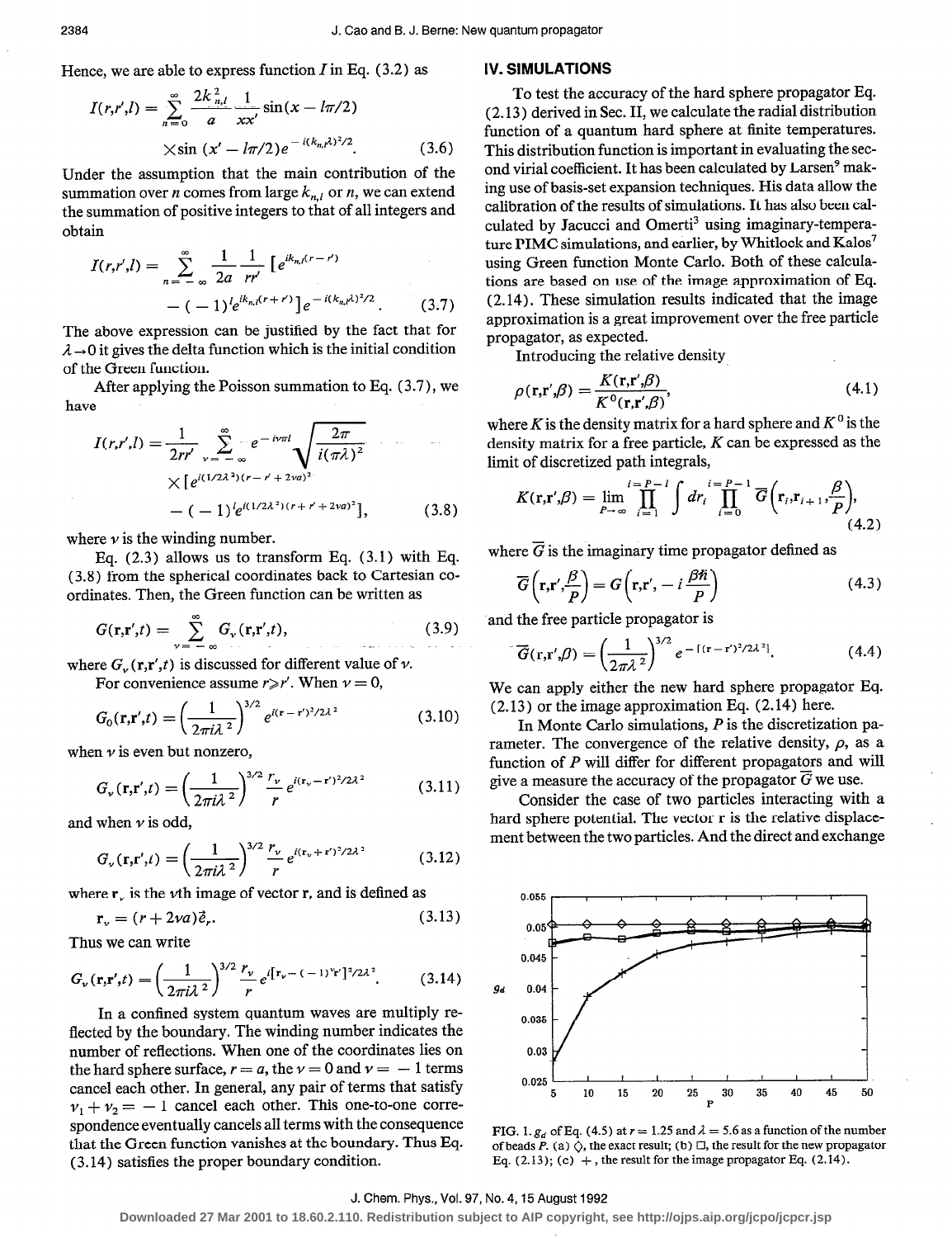Hence, we are able to express function $I$ in Eq. (3.2) as

$$I(r,r',l) = \sum_{n=0}^{\infty} \frac{2k_{n,l}^2}{a} \frac{1}{xx'} \sin(x - l\pi/2) \times \sin(x' - l\pi/2) e^{-i(k_{n,l}\lambda)^2/2}. \tag{3.6}$$

Under the assumption that the main contribution of the summation over $n$ comes from large $k_{n,l}$ or $n$, we can extend the summation of positive integers to that of all integers and obtain

$$I(r,r',l) = \sum_{n=-\infty}^{\infty} \frac{1}{2a} \frac{1}{rr'} [e^{ik_{n,l}(r-r')} - (-1)^l e^{ik_{n,l}(r+r')}] e^{-i(k_{n,l}\lambda)^2/2}. \tag{3.7}$$

The above expression can be justified by the fact that for $\lambda \to 0$ it gives the delta function which is the initial condition of the Green function.

After applying the Poisson summation to Eq. (3.7), we have

$$I(r,r',l) = \frac{1}{2rr'} \sum_{\nu=-\infty}^{\infty} e^{-i\nu\pi l} \sqrt{\frac{2\pi}{i(\pi\lambda)^2}} \times [e^{i(1/2\lambda^2)(r-r'+2\nu a)^2} - (-1)^l e^{i(1/2\lambda^2)(r+r'+2\nu a)^2}], \tag{3.8}$$

where $\nu$ is the winding number.

Eq. (2.3) allows us to transform Eq. (3.1) with Eq. (3.8) from the spherical coordinates back to Cartesian coordinates. Then, the Green function can be written as

$$G(\mathbf{r},\mathbf{r}',t) = \sum_{\nu=-\infty}^{\infty} G_\nu(\mathbf{r},\mathbf{r}',t), \tag{3.9}$$

where $G_\nu(\mathbf{r},\mathbf{r}',t)$ is discussed for different value of $\nu$.

For convenience assume $r \geqslant r'$. When $\nu = 0$,

$$G_0(\mathbf{r},\mathbf{r}',t) = \left(\frac{1}{2\pi i\lambda^2}\right)^{3/2} e^{i(\mathbf{r}-\mathbf{r}')^2/2\lambda^2} \tag{3.10}$$

when $\nu$ is even but nonzero,

$$G_\nu(\mathbf{r},\mathbf{r}',t) = \left(\frac{1}{2\pi i\lambda^2}\right)^{3/2} \frac{r_\nu}{r} e^{i(\mathbf{r}_\nu-\mathbf{r}')^2/2\lambda^2} \tag{3.11}$$

and when $\nu$ is odd,

$$G_\nu(\mathbf{r},\mathbf{r}',t) = \left(\frac{1}{2\pi i\lambda^2}\right)^{3/2} \frac{r_\nu}{r} e^{i(\mathbf{r}_\nu+\mathbf{r}')^2/2\lambda^2} \tag{3.12}$$

where $\mathbf{r}_\nu$ is the $\nu$th image of vector $\mathbf{r}$, and is defined as

$$\mathbf{r}_\nu = (r + 2\nu a)\vec{e}_r. \tag{3.13}$$

Thus we can write

$$G_\nu(\mathbf{r},\mathbf{r}',t) = \left(\frac{1}{2\pi i\lambda^2}\right)^{3/2} \frac{r_\nu}{r} e^{i[\mathbf{r}_\nu-(-1)^\nu\mathbf{r}']^2/2\lambda^2}. \tag{3.14}$$

In a confined system quantum waves are multiply reflected by the boundary. The winding number indicates the number of reflections. When one of the coordinates lies on the hard sphere surface, $r = a$, the $\nu = 0$ and $\nu = -1$ terms cancel each other. In general, any pair of terms that satisfy $\nu_1 + \nu_2 = -1$ cancel each other. This one-to-one correspondence eventually cancels all terms with the consequence that the Green function vanishes at the boundary. Thus Eq. (3.14) satisfies the proper boundary condition.

## IV. SIMULATIONS

To test the accuracy of the hard sphere propagator Eq. (2.13) derived in Sec. II, we calculate the radial distribution function of a quantum hard sphere at finite temperatures. This distribution function is important in evaluating the second virial coefficient. It has been calculated by Larsen[9] making use of basis-set expansion techniques. His data allow the calibration of the results of simulations. It has also been calculated by Jacucci and Omerti[3] using imaginary-temperature PIMC simulations, and earlier, by Whitlock and Kalos[7] using Green function Monte Carlo. Both of these calculations are based on use of the image approximation of Eq. (2.14). These simulation results indicated that the image approximation is a great improvement over the free particle propagator, as expected.

Introducing the relative density

$$\rho(\mathbf{r},\mathbf{r}',\beta) = \frac{K(\mathbf{r},\mathbf{r}',\beta)}{K^0(\mathbf{r},\mathbf{r}',\beta)}, \tag{4.1}$$

where $K$ is the density matrix for a hard sphere and $K^0$ is the density matrix for a free particle, $K$ can be expressed as the limit of discretized path integrals,

$$K(\mathbf{r},\mathbf{r}',\beta) = \lim_{P\to\infty} \prod_{i=1}^{i=P-1} \int dr_i \prod_{i=0}^{i=P-1} \bar{G}\left(\mathbf{r}_i,\mathbf{r}_{i+1},\frac{\beta}{P}\right), \tag{4.2}$$

where $\bar{G}$ is the imaginary time propagator defined as

$$\bar{G}\left(\mathbf{r},\mathbf{r}',\frac{\beta}{P}\right) = G\left(\mathbf{r},\mathbf{r}',-i\frac{\beta\hbar}{P}\right) \tag{4.3}$$

and the free particle propagator is

$$\bar{G}(\mathbf{r},\mathbf{r}',\beta) = \left(\frac{1}{2\pi\lambda^2}\right)^{3/2} e^{-[(\mathbf{r}-\mathbf{r}')^2/2\lambda^2]}. \tag{4.4}$$

We can apply either the new hard sphere propagator Eq. (2.13) or the image approximation Eq. (2.14) here.

In Monte Carlo simulations, $P$ is the discretization parameter. The convergence of the relative density, $\rho$, as a function of $P$ will differ for different propagators and will give a measure the accuracy of the propagator $\bar{G}$ we use.

Consider the case of two particles interacting with a hard sphere potential. The vector $\mathbf{r}$ is the relative displacement between the two particles. And the direct and exchange

FIG. 1. $g_d$ of Eq. (4.5) at $r = 1.25$ and $\lambda = 5.6$ as a function of the number of beads $P$. (a) ◇, the exact result; (b) □, the result for the new propagator Eq. (2.13); (c) +, the result for the image propagator Eq. (2.14).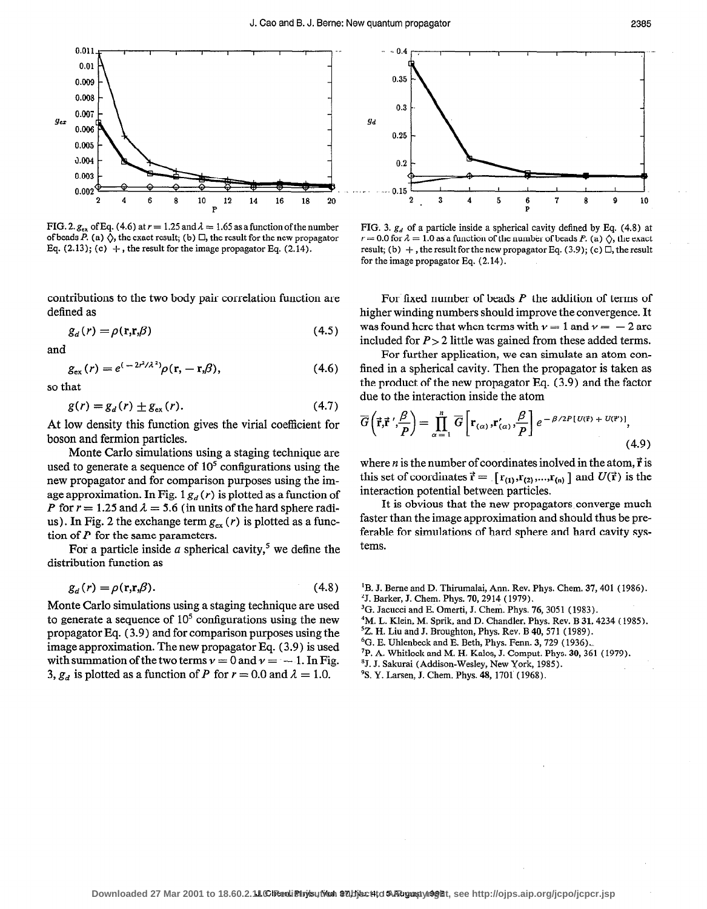0.011
0.01
0.009
0.008
$g_{ex}$ 0.007
0.006
0.005
0.004
0.003
0.002
2 4 6 8 10 12 14 16 18 20
P

FIG. 2. $g_{ex}$ of Eq. (4.6) at $r = 1.25$ and $\lambda = 1.65$ as a function of the number of beads $P$. (a) ◊, the exact result; (b) □, the result for the new propagator Eq. (2.13); (c) +, the result for the image propagator Eq. (2.14).

0.4
0.35
$g_d$ 0.3
0.25
0.2
0.15
2 3 4 5 6 7 8 9 10
P

FIG. 3. $g_d$ of a particle inside a spherical cavity defined by Eq. (4.8) at $r = 0.0$ for $\lambda = 1.0$ as a function of the number of beads $P$. (a) ◊, the exact result; (b) +, the result for the new propagator Eq. (3.9); (c) □, the result for the image propagator Eq. (2.14).

contributions to the two body pair correlation function are defined as

$$g_d(r) = \rho(\mathbf{r},\mathbf{r},\beta) \tag{4.5}$$

and

$$g_{ex}(r) = e^{(-2r^2/\lambda^2)}\rho(\mathbf{r},-\mathbf{r},\beta), \tag{4.6}$$

so that

$$g(r) = g_d(r) \pm g_{ex}(r). \tag{4.7}$$

At low density this function gives the virial coefficient for boson and fermion particles.

Monte Carlo simulations using a staging technique are used to generate a sequence of $10^5$ configurations using the new propagator and for comparison purposes using the image approximation. In Fig. 1 $g_d(r)$ is plotted as a function of $P$ for $r = 1.25$ and $\lambda = 5.6$ (in units of the hard sphere radius). In Fig. 2 the exchange term $g_{ex}(r)$ is plotted as a function of $P$ for the same parameters.

For a particle inside *a* spherical cavity,[5] we define the distribution function as

$$g_d(r) = \rho(\mathbf{r},\mathbf{r},\beta). \tag{4.8}$$

Monte Carlo simulations using a staging technique are used to generate a sequence of $10^5$ configurations using the new propagator Eq. (3.9) and for comparison purposes using the image approximation. The new propagator Eq. (3.9) is used with summation of the two terms $\nu = 0$ and $\nu = -1$. In Fig. 3, $g_d$ is plotted as a function of $P$ for $r = 0.0$ and $\lambda = 1.0$.

For fixed number of beads $P$ the addition of terms of higher winding numbers should improve the convergence. It was found here that when terms with $\nu = 1$ and $\nu = -2$ are included for $P > 2$ little was gained from these added terms.

For further application, we can simulate an atom confined in a spherical cavity. Then the propagator is taken as the product of the new propagator Eq. (3.9) and the factor due to the interaction inside the atom

$$\overline{G}\left(\vec{\mathbf{r}},\vec{\mathbf{r}}\,',\frac{\beta}{P}\right) = \prod_{\alpha=1}^{n} \overline{G}\left[\mathbf{r}_{(\alpha)},\mathbf{r}'_{(\alpha)},\frac{\beta}{P}\right] e^{-\beta/2P[U(\vec{\mathbf{r}})+U(\vec{\mathbf{r}}\,')]}, \tag{4.9}$$

where $n$ is the number of coordinates inolved in the atom, $\vec{\mathbf{r}}$ is this set of coordinates $\vec{\mathbf{r}} = [\mathbf{r}_{(1)},\mathbf{r}_{(2)},...,\mathbf{r}_{(n)}]$ and $U(\vec{\mathbf{r}})$ is the interaction potential between particles.

It is obvious that the new propagators converge much faster than the image approximation and should thus be preferable for simulations of hard sphere and hard cavity systems.

[1] B. J. Berne and D. Thirumalai, Ann. Rev. Phys. Chem. 37, 401 (1986).
[2] J. Barker, J. Chem. Phys. 70, 2914 (1979).
[3] G. Jacucci and E. Omerti, J. Chem. Phys. 76, 3051 (1983).
[4] M. L. Klein, M. Sprik, and D. Chandler, Phys. Rev. B 31, 4234 (1985).
[5] Z. H. Liu and J. Broughton, Phys. Rev. B 40, 571 (1989).
[6] G. E. Uhlenbeck and E. Beth, Phys. Fenn. 3, 729 (1936).
[7] P. A. Whitlock and M. H. Kalos, J. Comput. Phys. 30, 361 (1979).
[8] J. J. Sakurai (Addison-Wesley, New York, 1985).
[9] S. Y. Larsen, J. Chem. Phys. 48, 1701 (1968).